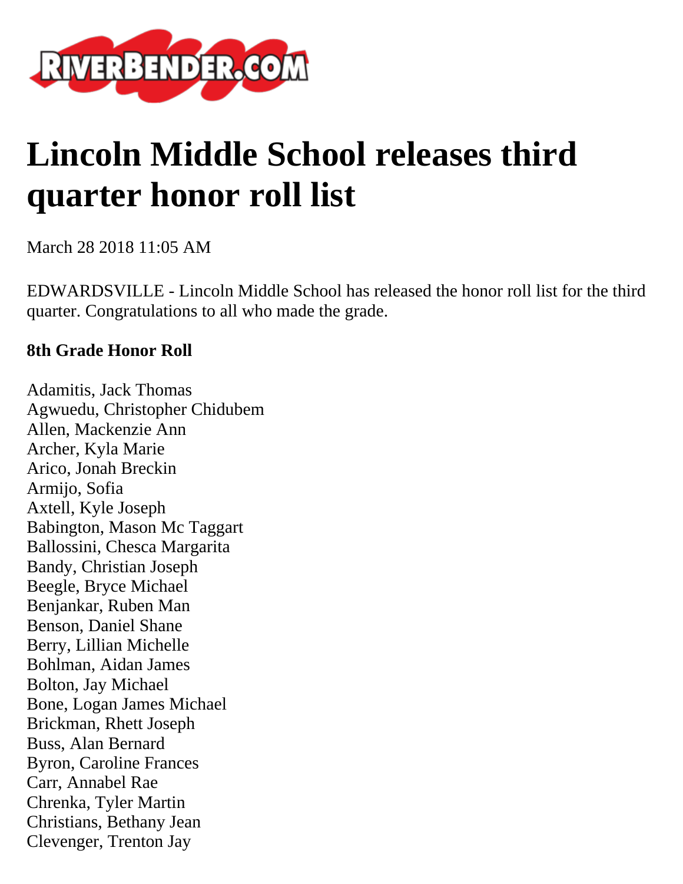# Lincoln Middle School releases third quarter honor roll list

March 28 2018 11:05 AM

EDWARDSVILLE - Lincoln Middle School has released the honor roll list for the third quarter. Congratulations to all who made the grade.

**8th Grade Honor Roll**

Adamitis, Jack Thomas  
Agwuedu, Christopher Chidubem  
Allen, Mackenzie Ann  
Archer, Kyla Marie  
Arico, Jonah Breckin  
Armijo, Sofia  
Axtell, Kyle Joseph  
Babington, Mason Mc Taggart  
Ballossini, Chesca Margarita  
Bandy, Christian Joseph  
Beegle, Bryce Michael  
Benjankar, Ruben Man  
Benson, Daniel Shane  
Berry, Lillian Michelle  
Bohlman, Aidan James  
Bolton, Jay Michael  
Bone, Logan James Michael  
Brickman, Rhett Joseph  
Buss, Alan Bernard  
Byron, Caroline Frances  
Carr, Annabel Rae  
Chrenka, Tyler Martin  
Christians, Bethany Jean  
Clevenger, Trenton Jay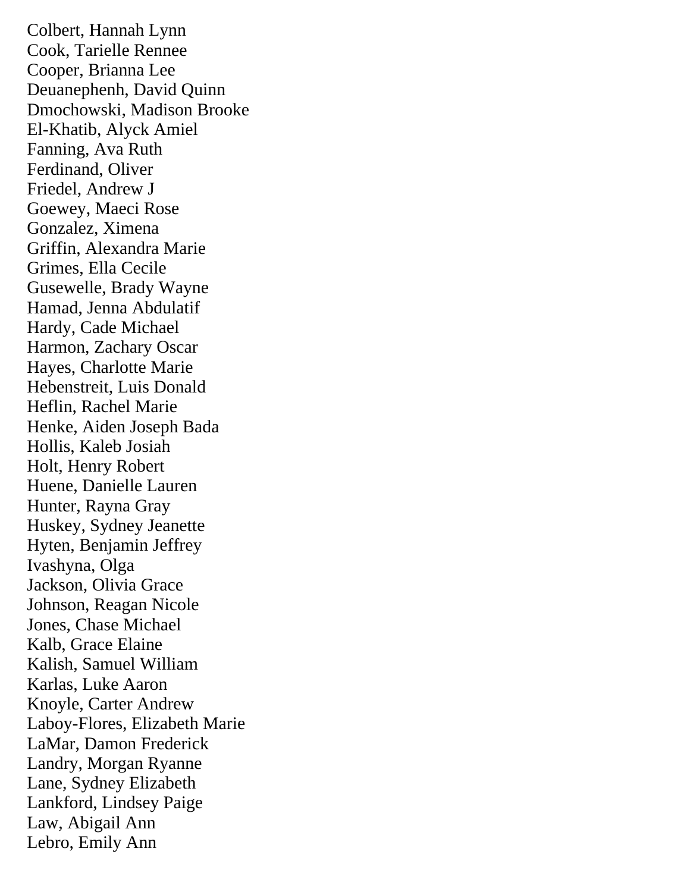Colbert, Hannah Lynn
Cook, Tarielle Rennee
Cooper, Brianna Lee
Deuanephenh, David Quinn
Dmochowski, Madison Brooke
El-Khatib, Alyck Amiel
Fanning, Ava Ruth
Ferdinand, Oliver
Friedel, Andrew J
Goewey, Maeci Rose
Gonzalez, Ximena
Griffin, Alexandra Marie
Grimes, Ella Cecile
Gusewelle, Brady Wayne
Hamad, Jenna Abdulatif
Hardy, Cade Michael
Harmon, Zachary Oscar
Hayes, Charlotte Marie
Hebenstreit, Luis Donald
Heflin, Rachel Marie
Henke, Aiden Joseph Bada
Hollis, Kaleb Josiah
Holt, Henry Robert
Huene, Danielle Lauren
Hunter, Rayna Gray
Huskey, Sydney Jeanette
Hyten, Benjamin Jeffrey
Ivashyna, Olga
Jackson, Olivia Grace
Johnson, Reagan Nicole
Jones, Chase Michael
Kalb, Grace Elaine
Kalish, Samuel William
Karlas, Luke Aaron
Knoyle, Carter Andrew
Laboy-Flores, Elizabeth Marie
LaMar, Damon Frederick
Landry, Morgan Ryanne
Lane, Sydney Elizabeth
Lankford, Lindsey Paige
Law, Abigail Ann
Lebro, Emily Ann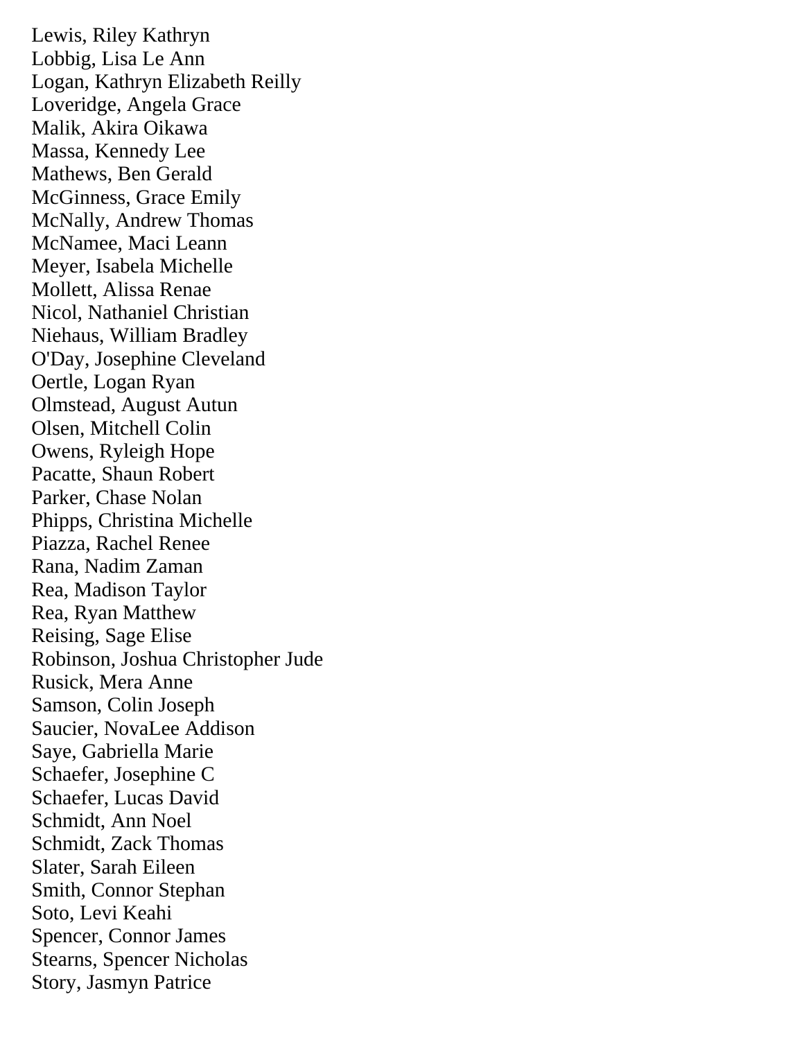Lewis, Riley Kathryn
Lobbig, Lisa Le Ann
Logan, Kathryn Elizabeth Reilly
Loveridge, Angela Grace
Malik, Akira Oikawa
Massa, Kennedy Lee
Mathews, Ben Gerald
McGinness, Grace Emily
McNally, Andrew Thomas
McNamee, Maci Leann
Meyer, Isabela Michelle
Mollett, Alissa Renae
Nicol, Nathaniel Christian
Niehaus, William Bradley
O'Day, Josephine Cleveland
Oertle, Logan Ryan
Olmstead, August Autun
Olsen, Mitchell Colin
Owens, Ryleigh Hope
Pacatte, Shaun Robert
Parker, Chase Nolan
Phipps, Christina Michelle
Piazza, Rachel Renee
Rana, Nadim Zaman
Rea, Madison Taylor
Rea, Ryan Matthew
Reising, Sage Elise
Robinson, Joshua Christopher Jude
Rusick, Mera Anne
Samson, Colin Joseph
Saucier, NovaLee Addison
Saye, Gabriella Marie
Schaefer, Josephine C
Schaefer, Lucas David
Schmidt, Ann Noel
Schmidt, Zack Thomas
Slater, Sarah Eileen
Smith, Connor Stephan
Soto, Levi Keahi
Spencer, Connor James
Stearns, Spencer Nicholas
Story, Jasmyn Patrice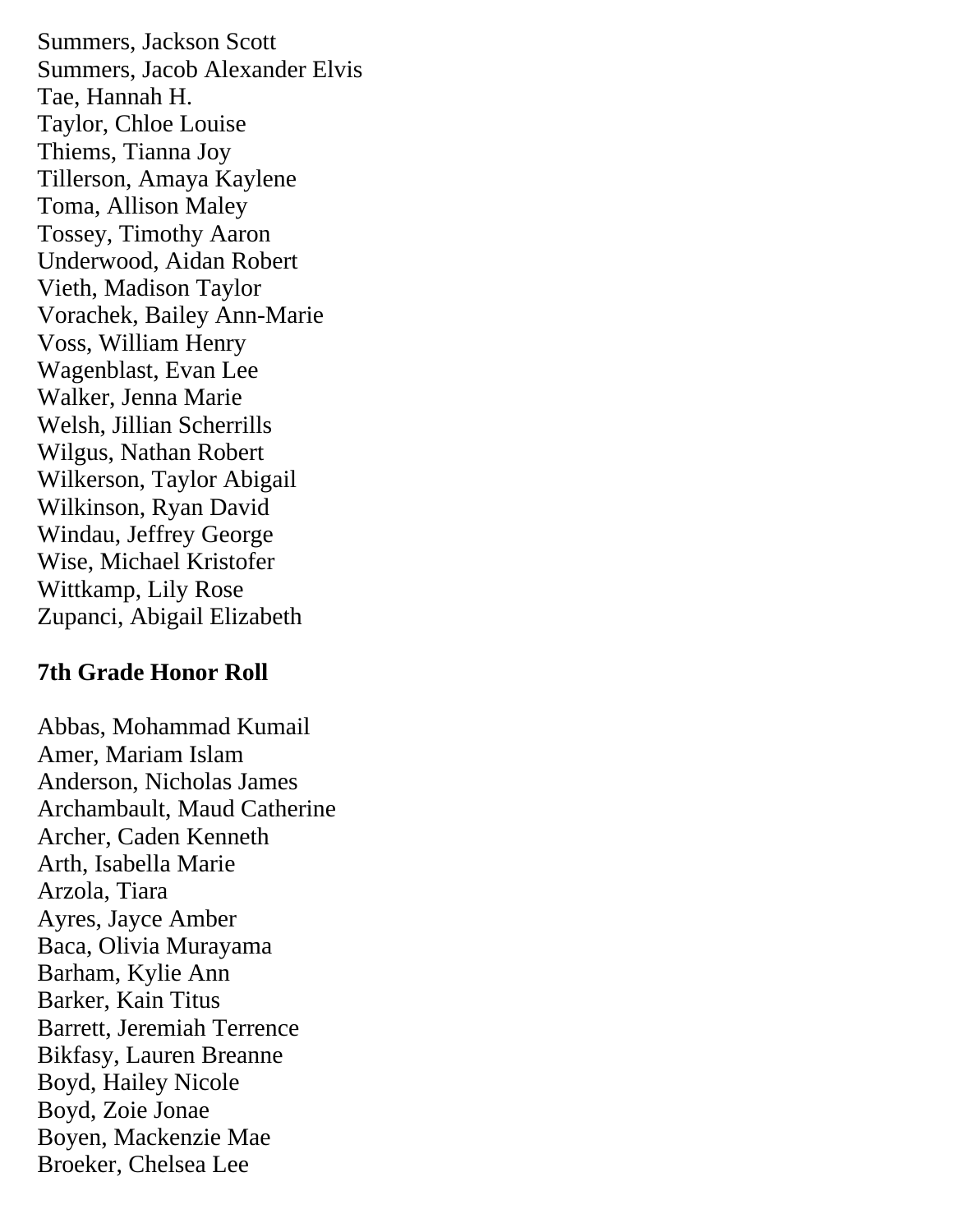Summers, Jackson Scott
Summers, Jacob Alexander Elvis
Tae, Hannah H.
Taylor, Chloe Louise
Thiems, Tianna Joy
Tillerson, Amaya Kaylene
Toma, Allison Maley
Tossey, Timothy Aaron
Underwood, Aidan Robert
Vieth, Madison Taylor
Vorachek, Bailey Ann-Marie
Voss, William Henry
Wagenblast, Evan Lee
Walker, Jenna Marie
Welsh, Jillian Scherrills
Wilgus, Nathan Robert
Wilkerson, Taylor Abigail
Wilkinson, Ryan David
Windau, Jeffrey George
Wise, Michael Kristofer
Wittkamp, Lily Rose
Zupanci, Abigail Elizabeth

**7th Grade Honor Roll**

Abbas, Mohammad Kumail
Amer, Mariam Islam
Anderson, Nicholas James
Archambault, Maud Catherine
Archer, Caden Kenneth
Arth, Isabella Marie
Arzola, Tiara
Ayres, Jayce Amber
Baca, Olivia Murayama
Barham, Kylie Ann
Barker, Kain Titus
Barrett, Jeremiah Terrence
Bikfasy, Lauren Breanne
Boyd, Hailey Nicole
Boyd, Zoie Jonae
Boyen, Mackenzie Mae
Broeker, Chelsea Lee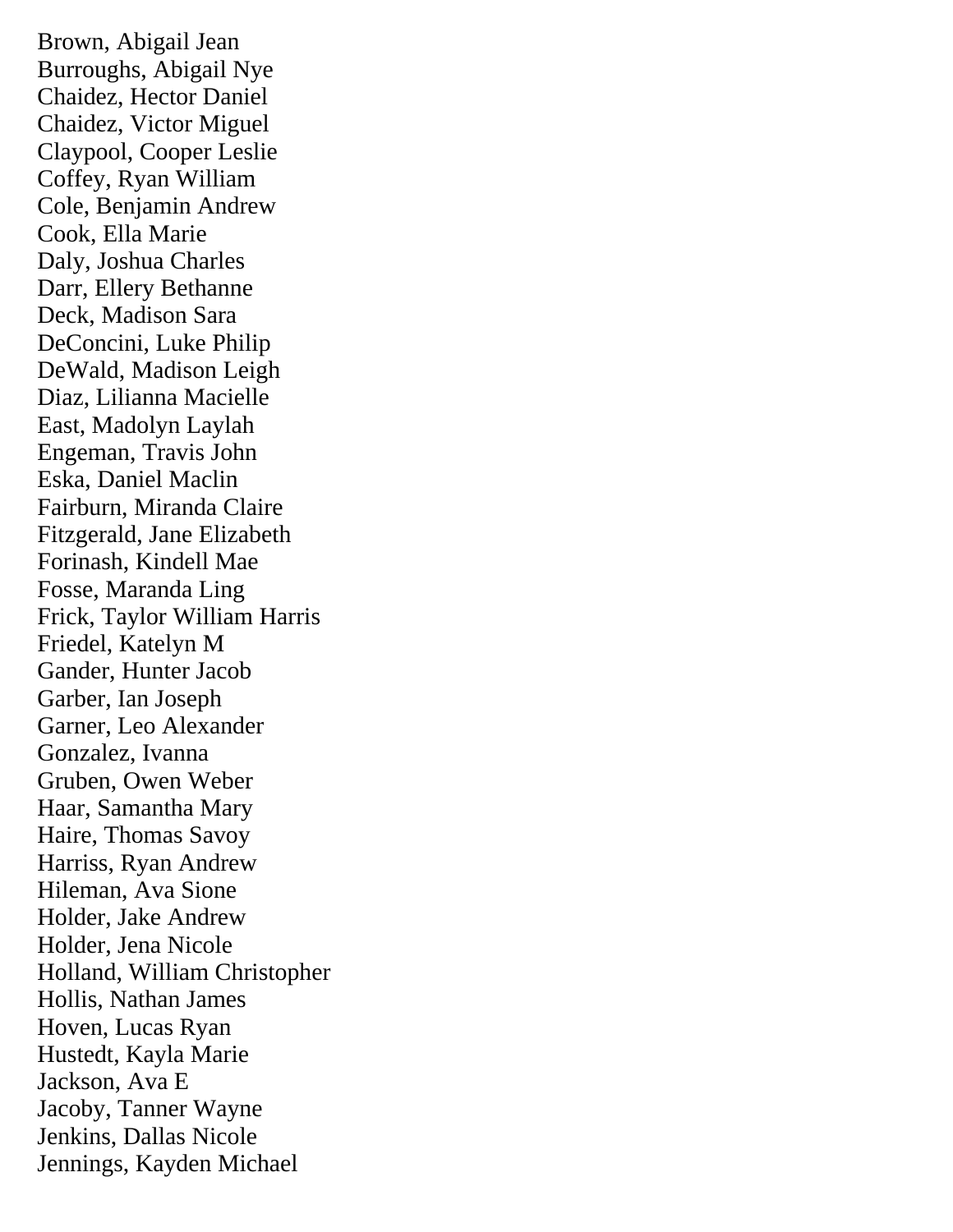Brown, Abigail Jean
Burroughs, Abigail Nye
Chaidez, Hector Daniel
Chaidez, Victor Miguel
Claypool, Cooper Leslie
Coffey, Ryan William
Cole, Benjamin Andrew
Cook, Ella Marie
Daly, Joshua Charles
Darr, Ellery Bethanne
Deck, Madison Sara
DeConcini, Luke Philip
DeWald, Madison Leigh
Diaz, Lilianna Macielle
East, Madolyn Laylah
Engeman, Travis John
Eska, Daniel Maclin
Fairburn, Miranda Claire
Fitzgerald, Jane Elizabeth
Forinash, Kindell Mae
Fosse, Maranda Ling
Frick, Taylor William Harris
Friedel, Katelyn M
Gander, Hunter Jacob
Garber, Ian Joseph
Garner, Leo Alexander
Gonzalez, Ivanna
Gruben, Owen Weber
Haar, Samantha Mary
Haire, Thomas Savoy
Harriss, Ryan Andrew
Hileman, Ava Sione
Holder, Jake Andrew
Holder, Jena Nicole
Holland, William Christopher
Hollis, Nathan James
Hoven, Lucas Ryan
Hustedt, Kayla Marie
Jackson, Ava E
Jacoby, Tanner Wayne
Jenkins, Dallas Nicole
Jennings, Kayden Michael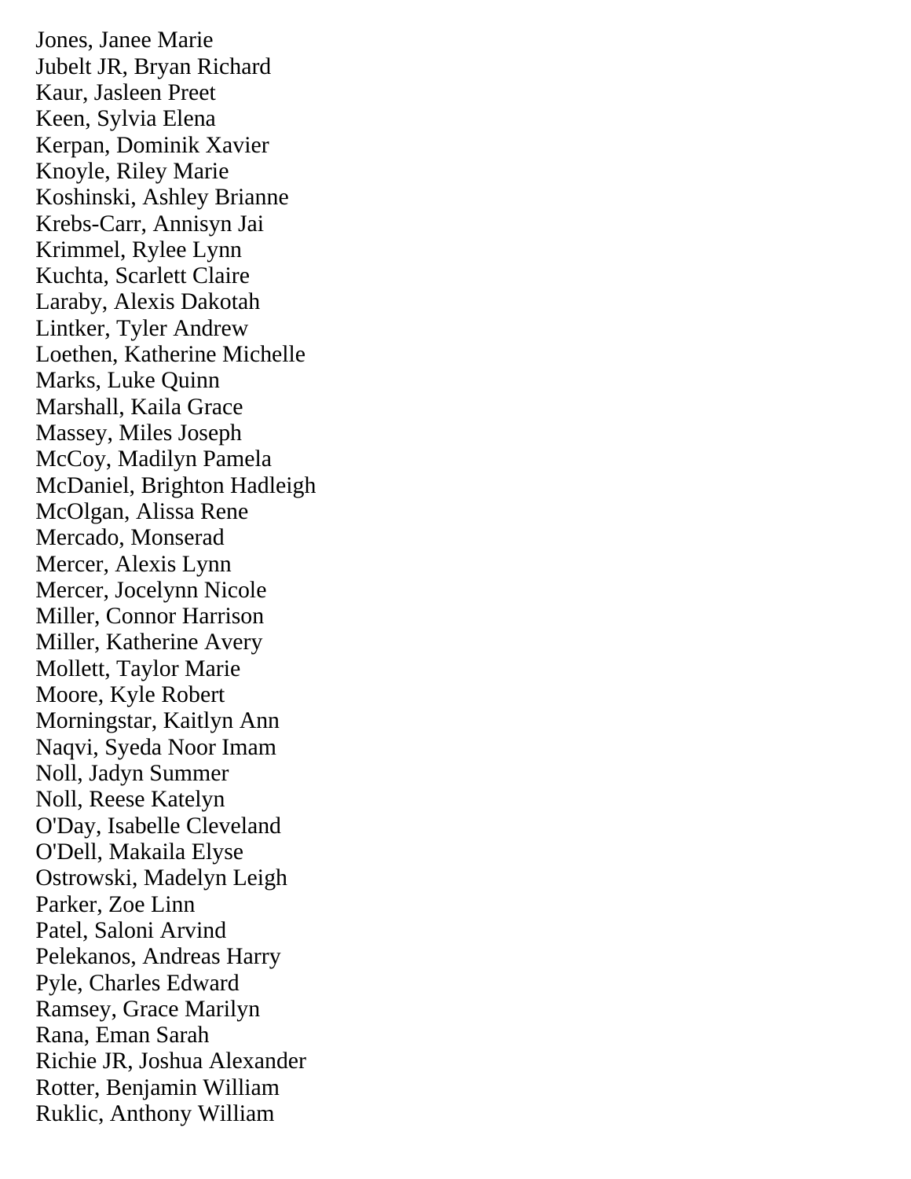Jones, Janee Marie
Jubelt JR, Bryan Richard
Kaur, Jasleen Preet
Keen, Sylvia Elena
Kerpan, Dominik Xavier
Knoyle, Riley Marie
Koshinski, Ashley Brianne
Krebs-Carr, Annisyn Jai
Krimmel, Rylee Lynn
Kuchta, Scarlett Claire
Laraby, Alexis Dakotah
Lintker, Tyler Andrew
Loethen, Katherine Michelle
Marks, Luke Quinn
Marshall, Kaila Grace
Massey, Miles Joseph
McCoy, Madilyn Pamela
McDaniel, Brighton Hadleigh
McOlgan, Alissa Rene
Mercado, Monserad
Mercer, Alexis Lynn
Mercer, Jocelynn Nicole
Miller, Connor Harrison
Miller, Katherine Avery
Mollett, Taylor Marie
Moore, Kyle Robert
Morningstar, Kaitlyn Ann
Naqvi, Syeda Noor Imam
Noll, Jadyn Summer
Noll, Reese Katelyn
O'Day, Isabelle Cleveland
O'Dell, Makaila Elyse
Ostrowski, Madelyn Leigh
Parker, Zoe Linn
Patel, Saloni Arvind
Pelekanos, Andreas Harry
Pyle, Charles Edward
Ramsey, Grace Marilyn
Rana, Eman Sarah
Richie JR, Joshua Alexander
Rotter, Benjamin William
Ruklic, Anthony William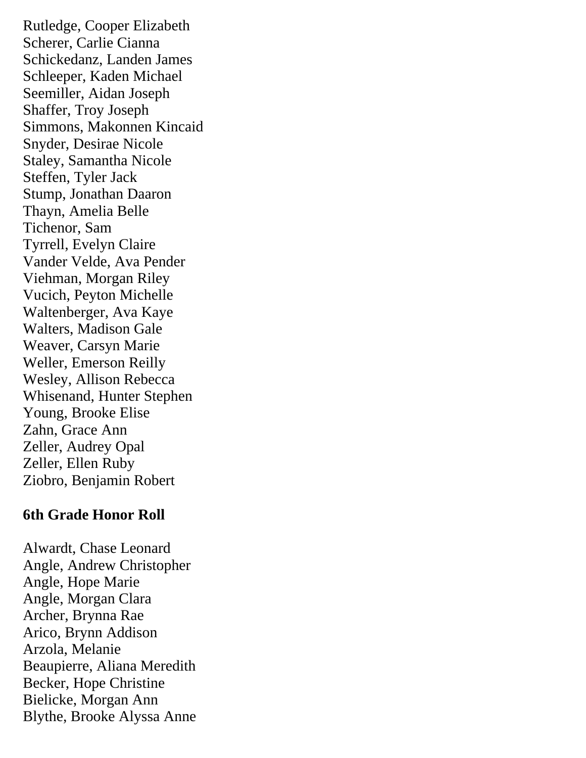Rutledge, Cooper Elizabeth
Scherer, Carlie Cianna
Schickedanz, Landen James
Schleeper, Kaden Michael
Seemiller, Aidan Joseph
Shaffer, Troy Joseph
Simmons, Makonnen Kincaid
Snyder, Desirae Nicole
Staley, Samantha Nicole
Steffen, Tyler Jack
Stump, Jonathan Daaron
Thayn, Amelia Belle
Tichenor, Sam
Tyrrell, Evelyn Claire
Vander Velde, Ava Pender
Viehman, Morgan Riley
Vucich, Peyton Michelle
Waltenberger, Ava Kaye
Walters, Madison Gale
Weaver, Carsyn Marie
Weller, Emerson Reilly
Wesley, Allison Rebecca
Whisenand, Hunter Stephen
Young, Brooke Elise
Zahn, Grace Ann
Zeller, Audrey Opal
Zeller, Ellen Ruby
Ziobro, Benjamin Robert

**6th Grade Honor Roll**

Alwardt, Chase Leonard
Angle, Andrew Christopher
Angle, Hope Marie
Angle, Morgan Clara
Archer, Brynna Rae
Arico, Brynn Addison
Arzola, Melanie
Beaupierre, Aliana Meredith
Becker, Hope Christine
Bielicke, Morgan Ann
Blythe, Brooke Alyssa Anne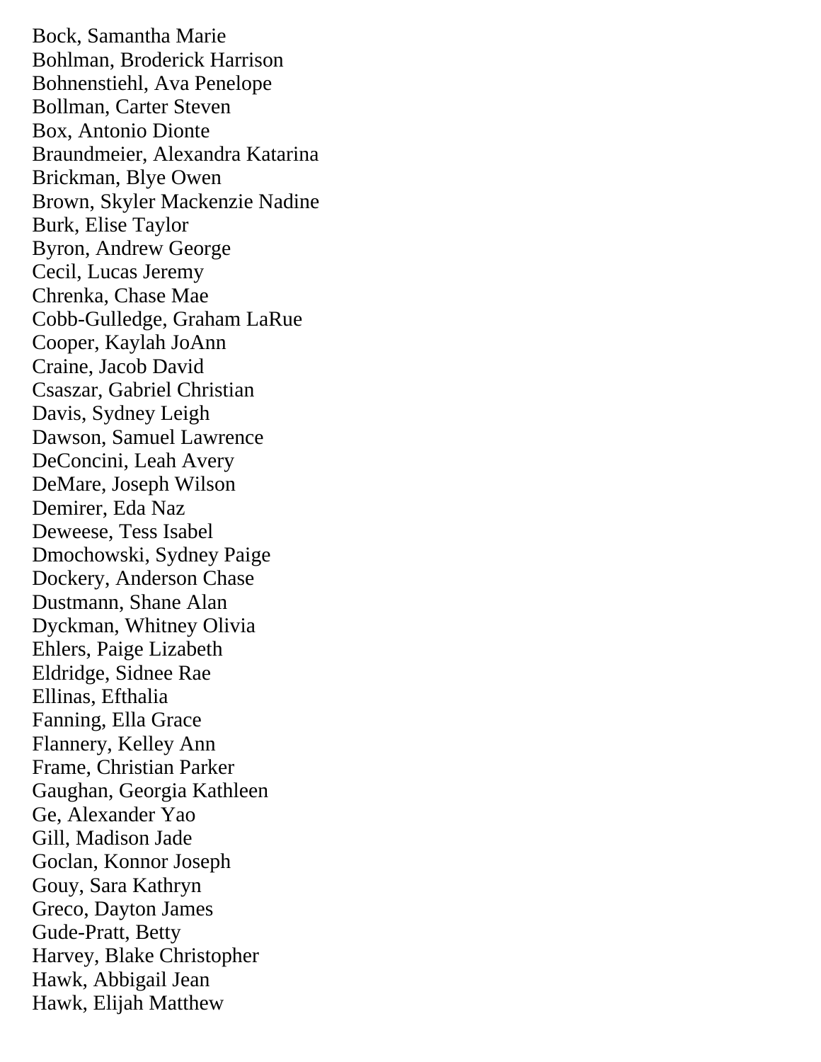Bock, Samantha Marie
Bohlman, Broderick Harrison
Bohnenstiehl, Ava Penelope
Bollman, Carter Steven
Box, Antonio Dionte
Braundmeier, Alexandra Katarina
Brickman, Blye Owen
Brown, Skyler Mackenzie Nadine
Burk, Elise Taylor
Byron, Andrew George
Cecil, Lucas Jeremy
Chrenka, Chase Mae
Cobb-Gulledge, Graham LaRue
Cooper, Kaylah JoAnn
Craine, Jacob David
Csaszar, Gabriel Christian
Davis, Sydney Leigh
Dawson, Samuel Lawrence
DeConcini, Leah Avery
DeMare, Joseph Wilson
Demirer, Eda Naz
Deweese, Tess Isabel
Dmochowski, Sydney Paige
Dockery, Anderson Chase
Dustmann, Shane Alan
Dyckman, Whitney Olivia
Ehlers, Paige Lizabeth
Eldridge, Sidnee Rae
Ellinas, Efthalia
Fanning, Ella Grace
Flannery, Kelley Ann
Frame, Christian Parker
Gaughan, Georgia Kathleen
Ge, Alexander Yao
Gill, Madison Jade
Goclan, Konnor Joseph
Gouy, Sara Kathryn
Greco, Dayton James
Gude-Pratt, Betty
Harvey, Blake Christopher
Hawk, Abbigail Jean
Hawk, Elijah Matthew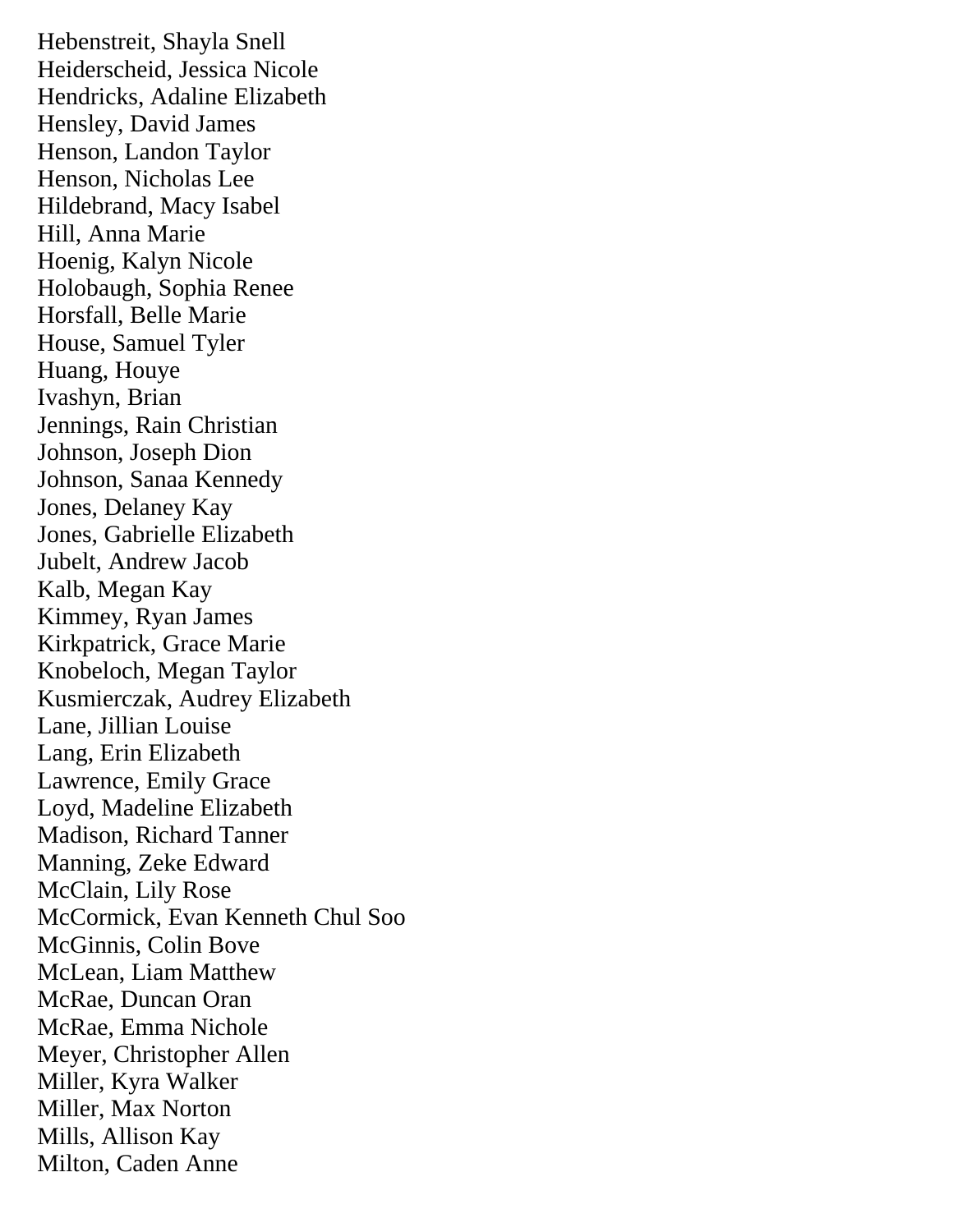Hebenstreit, Shayla Snell
Heiderscheid, Jessica Nicole
Hendricks, Adaline Elizabeth
Hensley, David James
Henson, Landon Taylor
Henson, Nicholas Lee
Hildebrand, Macy Isabel
Hill, Anna Marie
Hoenig, Kalyn Nicole
Holobaugh, Sophia Renee
Horsfall, Belle Marie
House, Samuel Tyler
Huang, Houye
Ivashyn, Brian
Jennings, Rain Christian
Johnson, Joseph Dion
Johnson, Sanaa Kennedy
Jones, Delaney Kay
Jones, Gabrielle Elizabeth
Jubelt, Andrew Jacob
Kalb, Megan Kay
Kimmey, Ryan James
Kirkpatrick, Grace Marie
Knobeloch, Megan Taylor
Kusmierczak, Audrey Elizabeth
Lane, Jillian Louise
Lang, Erin Elizabeth
Lawrence, Emily Grace
Loyd, Madeline Elizabeth
Madison, Richard Tanner
Manning, Zeke Edward
McClain, Lily Rose
McCormick, Evan Kenneth Chul Soo
McGinnis, Colin Bove
McLean, Liam Matthew
McRae, Duncan Oran
McRae, Emma Nichole
Meyer, Christopher Allen
Miller, Kyra Walker
Miller, Max Norton
Mills, Allison Kay
Milton, Caden Anne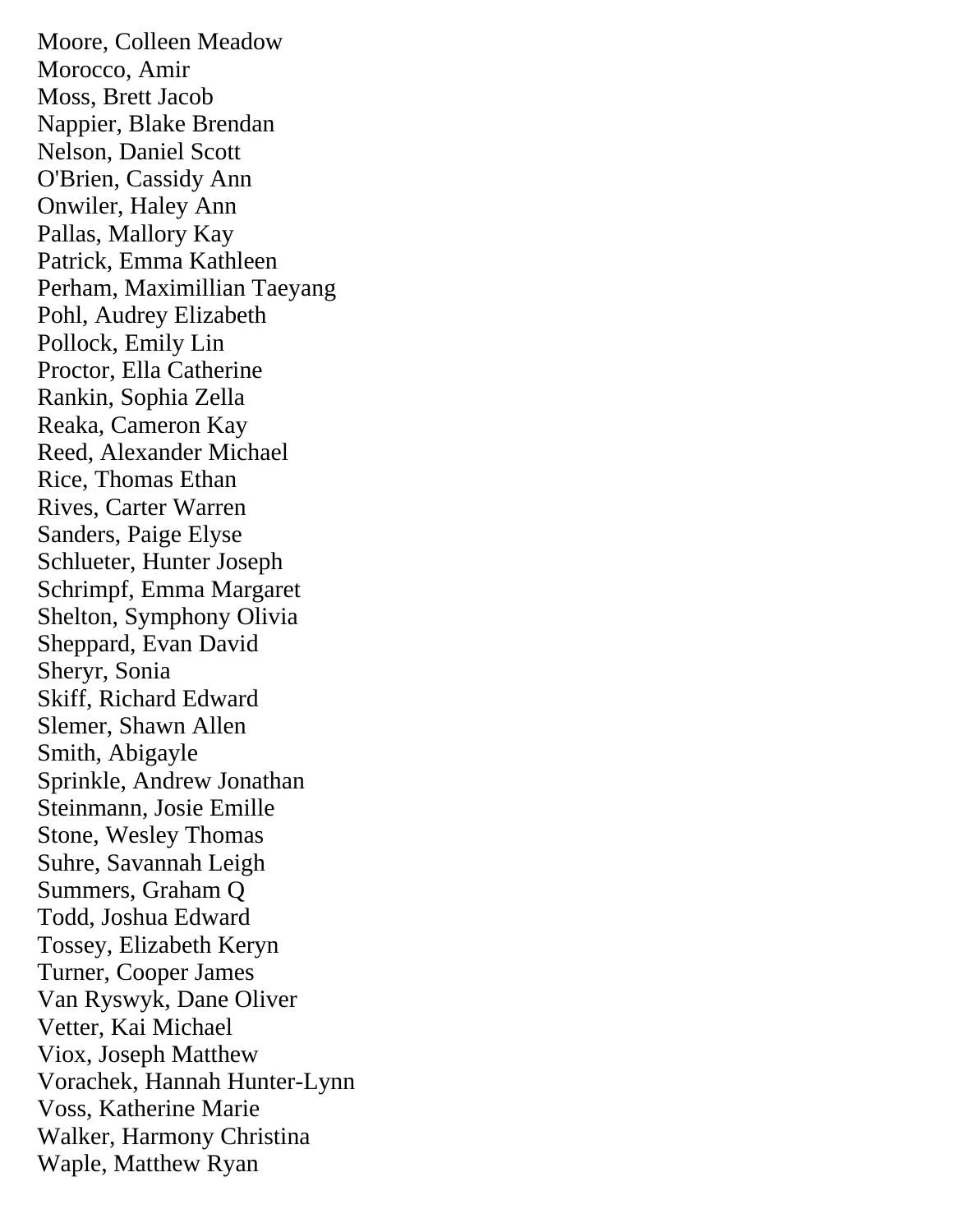Moore, Colleen Meadow
Morocco, Amir
Moss, Brett Jacob
Nappier, Blake Brendan
Nelson, Daniel Scott
O'Brien, Cassidy Ann
Onwiler, Haley Ann
Pallas, Mallory Kay
Patrick, Emma Kathleen
Perham, Maximillian Taeyang
Pohl, Audrey Elizabeth
Pollock, Emily Lin
Proctor, Ella Catherine
Rankin, Sophia Zella
Reaka, Cameron Kay
Reed, Alexander Michael
Rice, Thomas Ethan
Rives, Carter Warren
Sanders, Paige Elyse
Schlueter, Hunter Joseph
Schrimpf, Emma Margaret
Shelton, Symphony Olivia
Sheppard, Evan David
Sheryr, Sonia
Skiff, Richard Edward
Slemer, Shawn Allen
Smith, Abigayle
Sprinkle, Andrew Jonathan
Steinmann, Josie Emille
Stone, Wesley Thomas
Suhre, Savannah Leigh
Summers, Graham Q
Todd, Joshua Edward
Tossey, Elizabeth Keryn
Turner, Cooper James
Van Ryswyk, Dane Oliver
Vetter, Kai Michael
Viox, Joseph Matthew
Vorachek, Hannah Hunter-Lynn
Voss, Katherine Marie
Walker, Harmony Christina
Waple, Matthew Ryan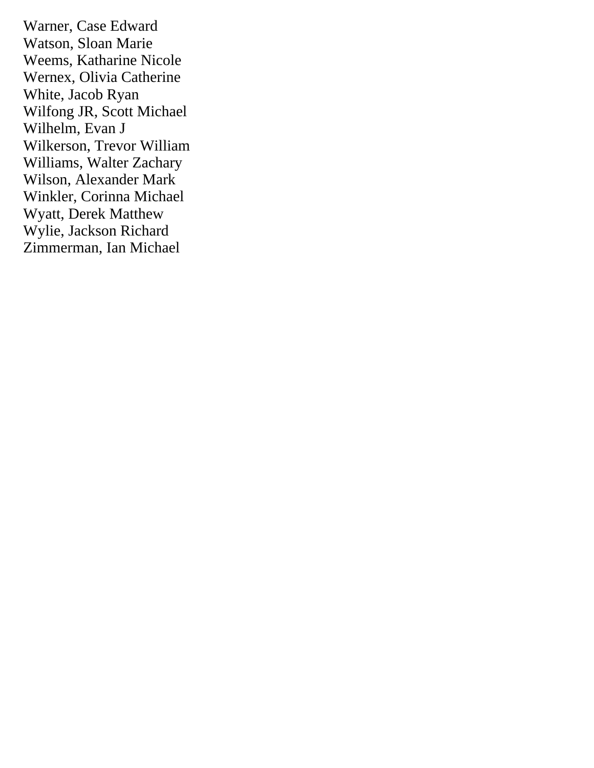Warner, Case Edward
Watson, Sloan Marie
Weems, Katharine Nicole
Wernex, Olivia Catherine
White, Jacob Ryan
Wilfong JR, Scott Michael
Wilhelm, Evan J
Wilkerson, Trevor William
Williams, Walter Zachary
Wilson, Alexander Mark
Winkler, Corinna Michael
Wyatt, Derek Matthew
Wylie, Jackson Richard
Zimmerman, Ian Michael